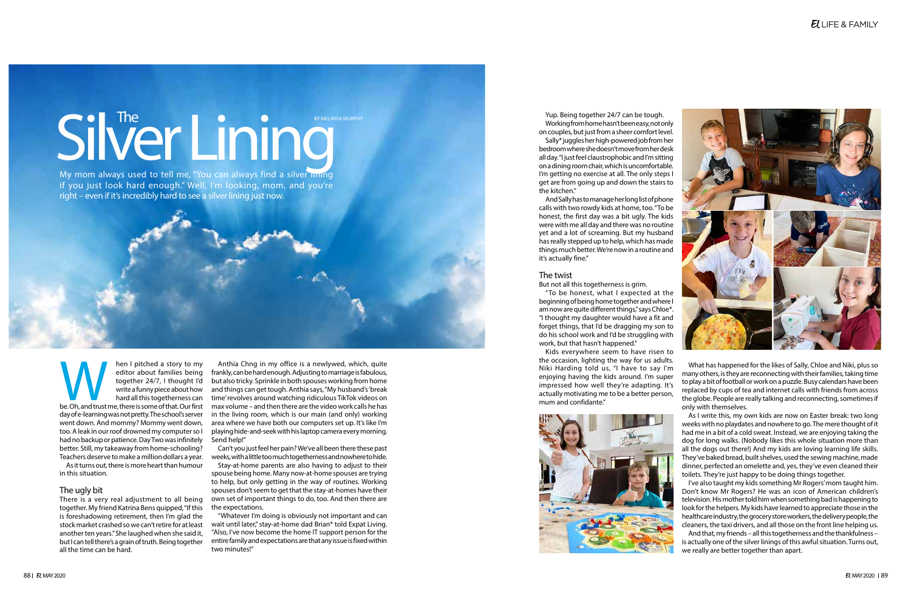# The Silver Lining

BY MELINDA MURPHY

My mom always used to tell me, "You can always find a silver lining if you just look hard enough." Well, I'm looking, mom, and you're right – even if it's incredibly hard to see a silver lining just now.

When I pitched a story to my editor about families being together 24/7, I thought I'd write a funny piece about how hard all this togetherness can be. Oh, and trust me, there is some of that. Our first day of e-learning was not pretty. The school's server went down. And mommy? Mommy went down, too. A leak in our roof drowned my computer so I had no backup or patience. Day Two was infinitely better. Still, my takeaway from home-schooling? Teachers deserve to make a million dollars a year.

As it turns out, there is more heart than humour in this situation.

## The ugly bit

There is a very real adjustment to all being together. My friend Katrina Bens quipped, "If this is foreshadowing retirement, then I'm glad the stock market crashed so we can't retire for at least another ten years." She laughed when she said it, but I can tell there's a grain of truth. Being together all the time can be hard.

Anthia Chng in my office is a newlywed, which, quite frankly, can be hard enough. Adjusting to marriage is fabulous, but also tricky. Sprinkle in both spouses working from home and things can get tough. Anthia says, "My husband's 'break time' revolves around watching ridiculous TikTok videos on max volume – and then there are the video work calls he has in the living room, which is our main (and only) working area where we have both our computers set up. It's like I'm playing hide-and-seek with his laptop camera every morning. Send help!"

Can't you just feel her pain? We've all been there these past weeks, with a little too much togetherness and nowhere to hide.

Stay-at-home parents are also having to adjust to their spouse being home. Many now-at-home spouses are trying to help, but only getting in the way of routines. Working spouses don't seem to get that the stay-at-homes have their own set of important things to do, too. And then there are the expectations.

"Whatever I'm doing is obviously not important and can wait until later," stay-at-home dad Brian* told Expat Living. "Also, I've now become the home IT support person for the entire family and expectations are that any issue is fixed within two minutes!"

Yup. Being together 24/7 can be tough.

Working from home hasn't been easy, not only on couples, but just from a sheer comfort level. Sally* juggles her high-powered job from her bedroom where she doesn't move from her desk all day. "I just feel claustrophobic and I'm sitting on a dining room chair, which is uncomfortable. I'm getting no exercise at all. The only steps I get are from going up and down the stairs to the kitchen."

And Sally has to manage her long list of phone calls with two rowdy kids at home, too. "To be honest, the first day was a bit ugly. The kids were with me all day and there was no routine yet and a lot of screaming. But my husband has really stepped up to help, which has made things much better. We're now in a routine and it's actually fine."

## The twist

But not all this togetherness is grim.

"To be honest, what I expected at the beginning of being home together and where I am now are quite different things," says Chloe*. "I thought my daughter would have a fit and forget things, that I'd be dragging my son to do his school work and I'd be struggling with work, but that hasn't happened."

Kids everywhere seem to have risen to the occasion, lighting the way for us adults. Niki Harding told us, "I have to say I'm enjoying having the kids around. I'm super impressed how well they're adapting. It's actually motivating me to be a better person, mum and confidante."

What has happened for the likes of Sally, Chloe and Niki, plus so many others, is they are reconnecting with their families, taking time to play a bit of football or work on a puzzle. Busy calendars have been replaced by cups of tea and internet calls with friends from across the globe. People are really talking and reconnecting, sometimes if only with themselves.

As I write this, my own kids are now on Easter break: two long weeks with no playdates and nowhere to go. The mere thought of it had me in a bit of a cold sweat. Instead, we are enjoying taking the dog for long walks. (Nobody likes this whole situation more than all the dogs out there!) And my kids are loving learning life skills. They've baked bread, built shelves, used the sewing machine, made dinner, perfected an omelette and, yes, they've even cleaned their toilets. They're just happy to be doing things together.

I've also taught my kids something Mr Rogers' mom taught him. Don't know Mr Rogers? He was an icon of American children's television. His mother told him when something bad is happening to look for the helpers. My kids have learned to appreciate those in the healthcare industry, the grocery store workers, the delivery people, the cleaners, the taxi drivers, and all those on the front line helping us.

And that, my friends – all this togetherness and the thankfulness – is actually one of the silver linings of this awful situation. Turns out, we really are better together than apart.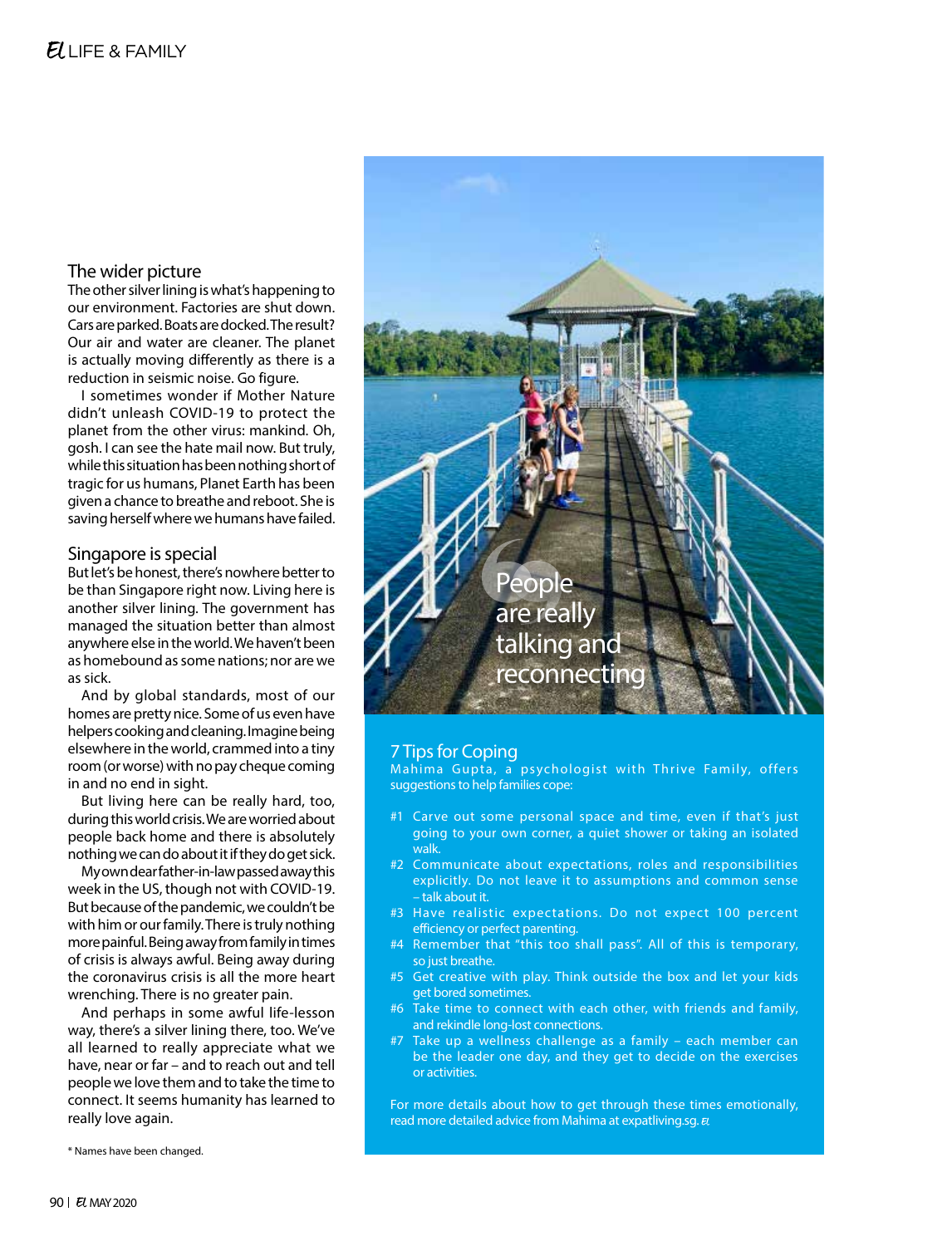## The wider picture

The other silver lining is what's happening to our environment. Factories are shut down. Cars are parked. Boats are docked. The result? Our air and water are cleaner. The planet is actually moving differently as there is a reduction in seismic noise. Go figure.

I sometimes wonder if Mother Nature didn't unleash COVID-19 to protect the planet from the other virus: mankind. Oh, gosh. I can see the hate mail now. But truly, while this situation has been nothing short of tragic for us humans, Planet Earth has been given a chance to breathe and reboot. She is saving herself where we humans have failed.

## Singapore is special

But let's be honest, there's nowhere better to be than Singapore right now. Living here is another silver lining. The government has managed the situation better than almost anywhere else in the world. We haven't been as homebound as some nations; nor are we as sick.

And by global standards, most of our homes are pretty nice. Some of us even have helpers cooking and cleaning. Imagine being elsewhere in the world, crammed into a tiny room (or worse) with no pay cheque coming in and no end in sight.

But living here can be really hard, too, during this world crisis. We are worried about people back home and there is absolutely nothing we can do about it if they do get sick.

My own dear father-in-law passed away this week in the US, though not with COVID-19. But because of the pandemic, we couldn't be with him or our family. There is truly nothing more painful. Being away from family in times of crisis is always awful. Being away during the coronavirus crisis is all the more heart wrenching. There is no greater pain.

And perhaps in some awful life-lesson way, there's a silver lining there, too. We've all learned to really appreciate what we have, near or far – and to reach out and tell people we love them and to take the time to connect. It seems humanity has learned to really love again.

\* Names have been changed.

People are really talking and reconnecting

## 7 Tips for Coping

Mahima Gupta, a psychologist with Thrive Family, offers suggestions to help families cope:

#1 Carve out some personal space and time, even if that's just going to your own corner, a quiet shower or taking an isolated walk.

#2 Communicate about expectations, roles and responsibilities explicitly. Do not leave it to assumptions and common sense – talk about it.

#3 Have realistic expectations. Do not expect 100 percent efficiency or perfect parenting.

#4 Remember that "this too shall pass". All of this is temporary, so just breathe.

#5 Get creative with play. Think outside the box and let your kids get bored sometimes.

#6 Take time to connect with each other, with friends and family, and rekindle long-lost connections.

#7 Take up a wellness challenge as a family – each member can be the leader one day, and they get to decide on the exercises or activities.

For more details about how to get through these times emotionally, read more detailed advice from Mahima at expatliving.sg.